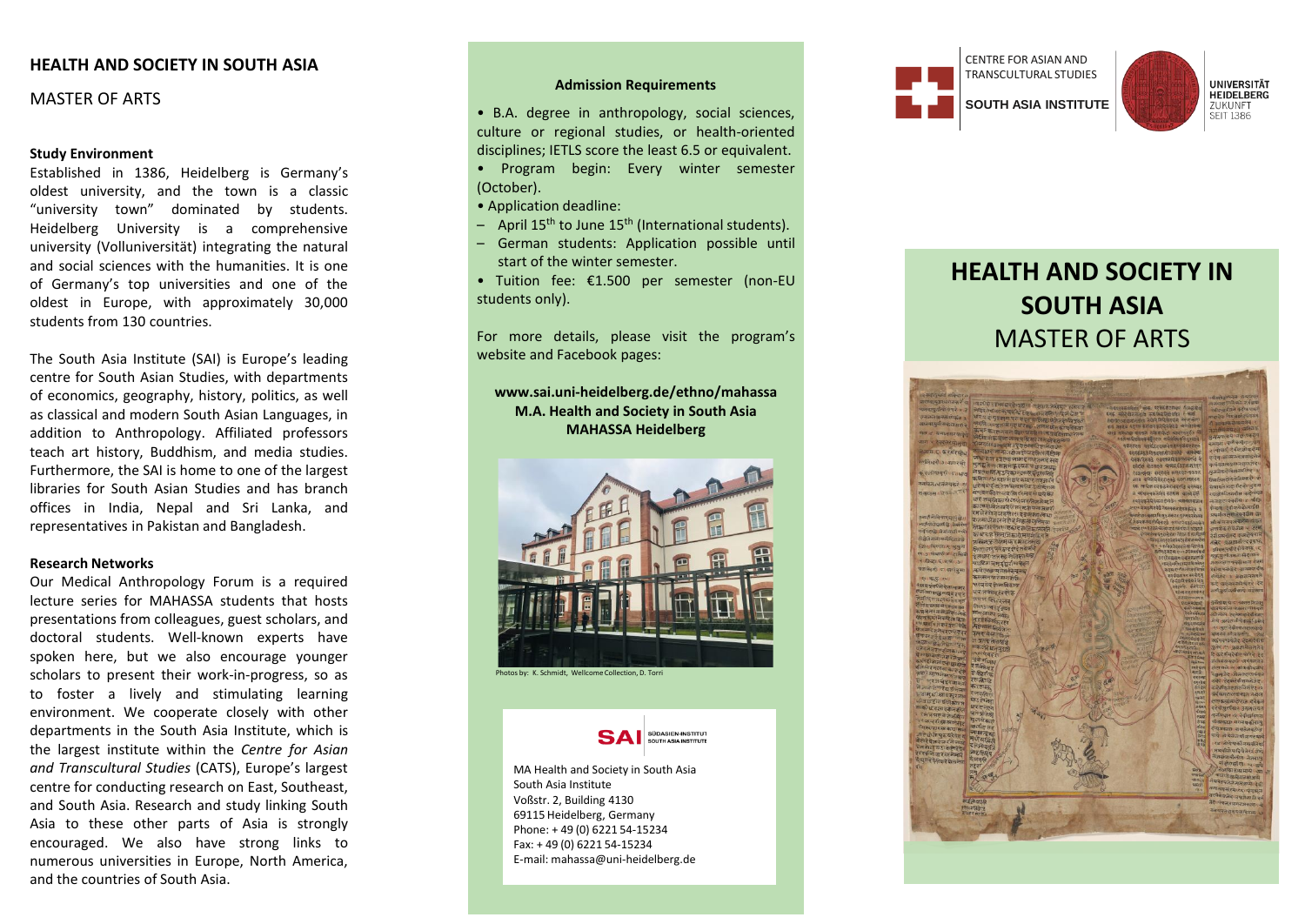# HEALTH AND SOCIETY IN SOUTH ASIA

MASTER OF ARTS

### Study Environment

Established in 1386, Heidelberg is Germany's oldest university, and the town is a classic "university town" dominated by students. Heidelberg University is a comprehensive university (Volluniversität) integrating the natural and social sciences with the humanities. It is one of Germany's top universities and one of the oldest in Europe, with approximately 30,000 students from 130 countries.

The South Asia Institute (SAI) is Europe's leading centre for South Asian Studies, with departments of economics, geography, history, politics, as well as classical and modern South Asian Languages, in addition to Anthropology. Affiliated professors teach art history, Buddhism, and media studies. Furthermore, the SAI is home to one of the largest libraries for South Asian Studies and has branch offices in India, Nepal and Sri Lanka, and representatives in Pakistan and Bangladesh.

### Research Networks

Our Medical Anthropology Forum is a required lecture series for MAHASSA students that hosts presentations from colleagues, guest scholars, and doctoral students. Well-known experts have spoken here, but we also encourage younger scholars to present their work-in-progress, so as to foster a lively and stimulating learning environment. We cooperate closely with other departments in the South Asia Institute, which is the largest institute within the *Centre for Asian and Transcultural Studies* (CATS), Europe's largest centre for conducting research on East, Southeast, and South Asia. Research and study linking South Asia to these other parts of Asia is strongly encouraged. We also have strong links to numerous universities in Europe, North America, and the countries of South Asia.

### Admission Requirements

- B.A. degree in anthropology, social sciences, culture or regional studies, or health-oriented disciplines; IETLS score the least 6.5 or equivalent.
- Program begin: Every winter semester (October).
- Application deadline:
  - April 15th to June 15th (International students).
  - German students: Application possible until start of the winter semester.
- Tuition fee: €1.500 per semester (non-EU students only).

For more details, please visit the program's website and Facebook pages:

**www.sai.uni-heidelberg.de/ethno/mahassa**
**M.A. Health and Society in South Asia**
**MAHASSA Heidelberg**

Photos by: K. Schmidt, Wellcome Collection, D. Torri

SAI SÜDASIEN-INSTITUT SOUTH ASIA INSTITUTE

MA Health and Society in South Asia
South Asia Institute
Voßstr. 2, Building 4130
69115 Heidelberg, Germany
Phone: + 49 (0) 6221 54-15234
Fax: + 49 (0) 6221 54-15234
E-mail: mahassa@uni-heidelberg.de

CENTRE FOR ASIAN AND TRANSCULTURAL STUDIES
SOUTH ASIA INSTITUTE

UNIVERSITÄT HEIDELBERG ZUKUNFT SEIT 1386

# HEALTH AND SOCIETY IN SOUTH ASIA

MASTER OF ARTS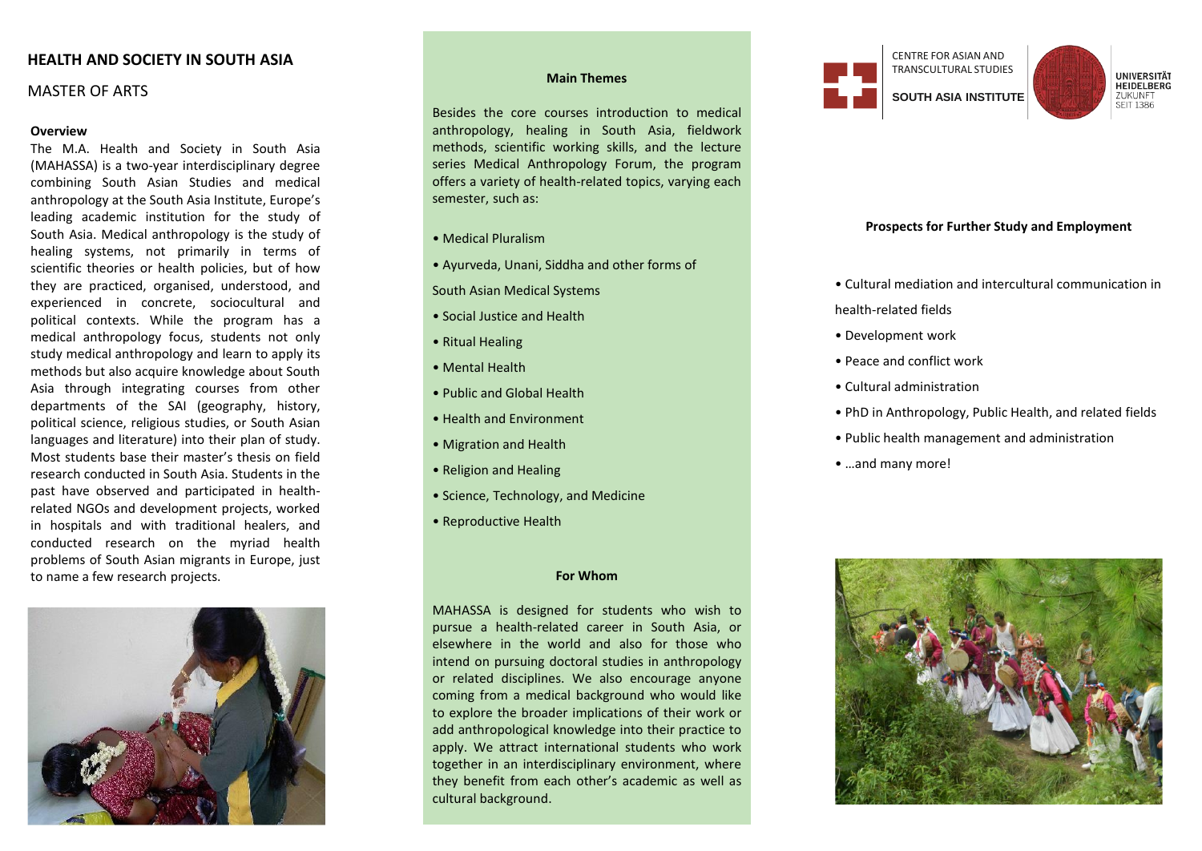# HEALTH AND SOCIETY IN SOUTH ASIA

## MASTER OF ARTS

### Overview

The M.A. Health and Society in South Asia (MAHASSA) is a two-year interdisciplinary degree combining South Asian Studies and medical anthropology at the South Asia Institute, Europe's leading academic institution for the study of South Asia. Medical anthropology is the study of healing systems, not primarily in terms of scientific theories or health policies, but of how they are practiced, organised, understood, and experienced in concrete, sociocultural and political contexts. While the program has a medical anthropology focus, students not only study medical anthropology and learn to apply its methods but also acquire knowledge about South Asia through integrating courses from other departments of the SAI (geography, history, political science, religious studies, or South Asian languages and literature) into their plan of study. Most students base their master's thesis on field research conducted in South Asia. Students in the past have observed and participated in health-related NGOs and development projects, worked in hospitals and with traditional healers, and conducted research on the myriad health problems of South Asian migrants in Europe, just to name a few research projects.

### Main Themes

Besides the core courses introduction to medical anthropology, healing in South Asia, fieldwork methods, scientific working skills, and the lecture series Medical Anthropology Forum, the program offers a variety of health-related topics, varying each semester, such as:

- Medical Pluralism
- Ayurveda, Unani, Siddha and other forms of South Asian Medical Systems
- Social Justice and Health
- Ritual Healing
- Mental Health
- Public and Global Health
- Health and Environment
- Migration and Health
- Religion and Healing
- Science, Technology, and Medicine
- Reproductive Health

### For Whom

MAHASSA is designed for students who wish to pursue a health-related career in South Asia, or elsewhere in the world and also for those who intend on pursuing doctoral studies in anthropology or related disciplines. We also encourage anyone coming from a medical background who would like to explore the broader implications of their work or add anthropological knowledge into their practice to apply. We attract international students who work together in an interdisciplinary environment, where they benefit from each other's academic as well as cultural background.

CENTRE FOR ASIAN AND TRANSCULTURAL STUDIES

SOUTH ASIA INSTITUTE

UNIVERSITÄT HEIDELBERG
ZUKUNFT SEIT 1386

### Prospects for Further Study and Employment

- Cultural mediation and intercultural communication in health-related fields
- Development work
- Peace and conflict work
- Cultural administration
- PhD in Anthropology, Public Health, and related fields
- Public health management and administration
- …and many more!